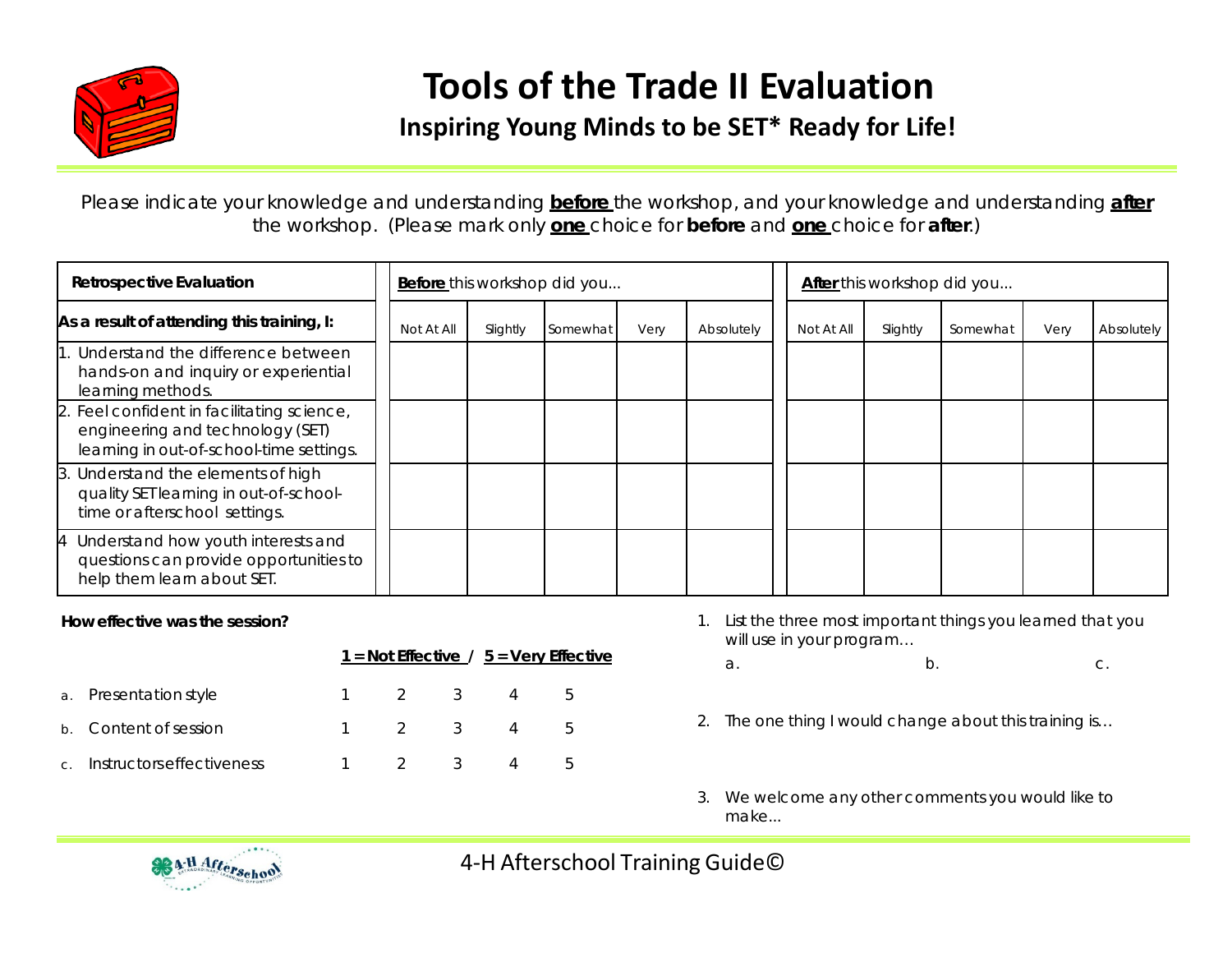# Tools of the Trade II Evaluation

## Inspiring Young Minds to be SET* Ready for Life!

Please indicate your knowledge and understanding **before** the workshop, and your knowledge and understanding **after** the workshop. (Please mark only **one** choice for **before** and **one** choice for **after**.)

| **Retrospective Evaluation** | **Before** this workshop did you… | | | | | **After** this workshop did you… | | | | |
|---|---|---|---|---|---|---|---|---|---|---|
| **As a result of attending this training, I:** | Not At All | Slightly | Somewhat | Very | Absolutely | Not At All | Slightly | Somewhat | Very | Absolutely |
| 1. Understand the difference between hands-on and inquiry or experiential learning methods. | | | | | | | | | | |
| 2. Feel confident in facilitating science, engineering and technology (SET) learning in out-of-school-time settings. | | | | | | | | | | |
| 3. Understand the elements of high quality SET learning in out-of-school-time or afterschool settings. | | | | | | | | | | |
| 4 Understand how youth interests and questions can provide opportunities to help them learn about SET. | | | | | | | | | | |

**How effective was the session?**

**1 = Not Effective / 5 = Very Effective**

| | | | | | |
|---|---|---|---|---|---|
| a. Presentation style | 1 | 2 | 3 | 4 | 5 |
| b. Content of session | 1 | 2 | 3 | 4 | 5 |
| c. Instructors effectiveness | 1 | 2 | 3 | 4 | 5 |

1. List the three most important things you learned that you will use in your program…

   a. b. c.

2. The one thing I would change about this training is…

3. We welcome any other comments you would like to make...

4-H Afterschool Training Guide©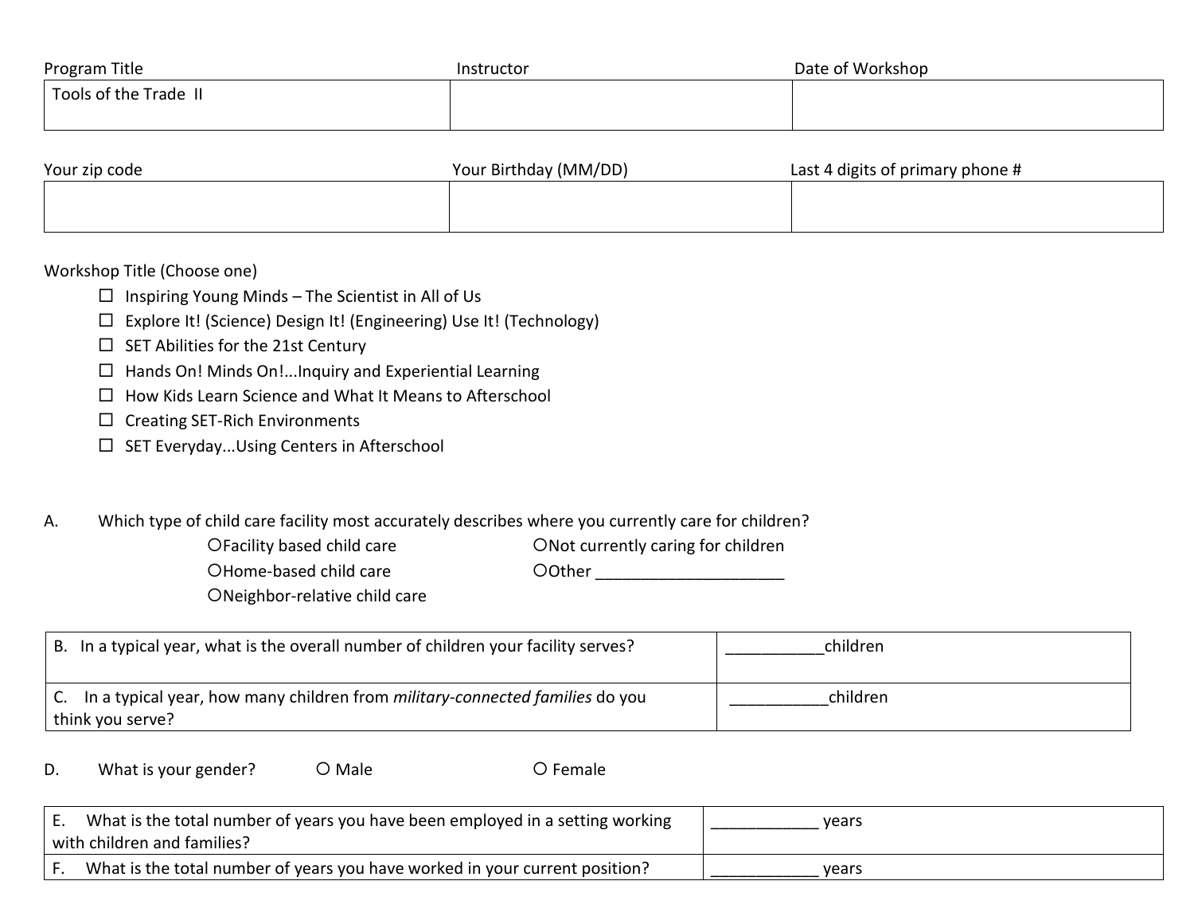| Program Title | Instructor | Date of Workshop |
|---|---|---|
| Tools of the Trade II | | |

| Your zip code | Your Birthday (MM/DD) | Last 4 digits of primary phone # |
|---|---|---|
| | | |

Workshop Title (Choose one)

- ☐ Inspiring Young Minds – The Scientist in All of Us
- ☐ Explore It! (Science) Design It! (Engineering) Use It! (Technology)
- ☐ SET Abilities for the 21st Century
- ☐ Hands On! Minds On!...Inquiry and Experiential Learning
- ☐ How Kids Learn Science and What It Means to Afterschool
- ☐ Creating SET-Rich Environments
- ☐ SET Everyday...Using Centers in Afterschool

A. Which type of child care facility most accurately describes where you currently care for children?

- ○ Facility based child care
- ○ Home-based child care
- ○ Neighbor-relative child care
- ○ Not currently caring for children
- ○ Other ______________________

| | |
|---|---|
| B. In a typical year, what is the overall number of children your facility serves? | ___________children |
| C. In a typical year, how many children from *military-connected families* do you think you serve? | ___________children |

D. What is your gender? ○ Male ○ Female

| | |
|---|---|
| E. What is the total number of years you have been employed in a setting working with children and families? | ____________ years |
| F. What is the total number of years you have worked in your current position? | ____________ years |